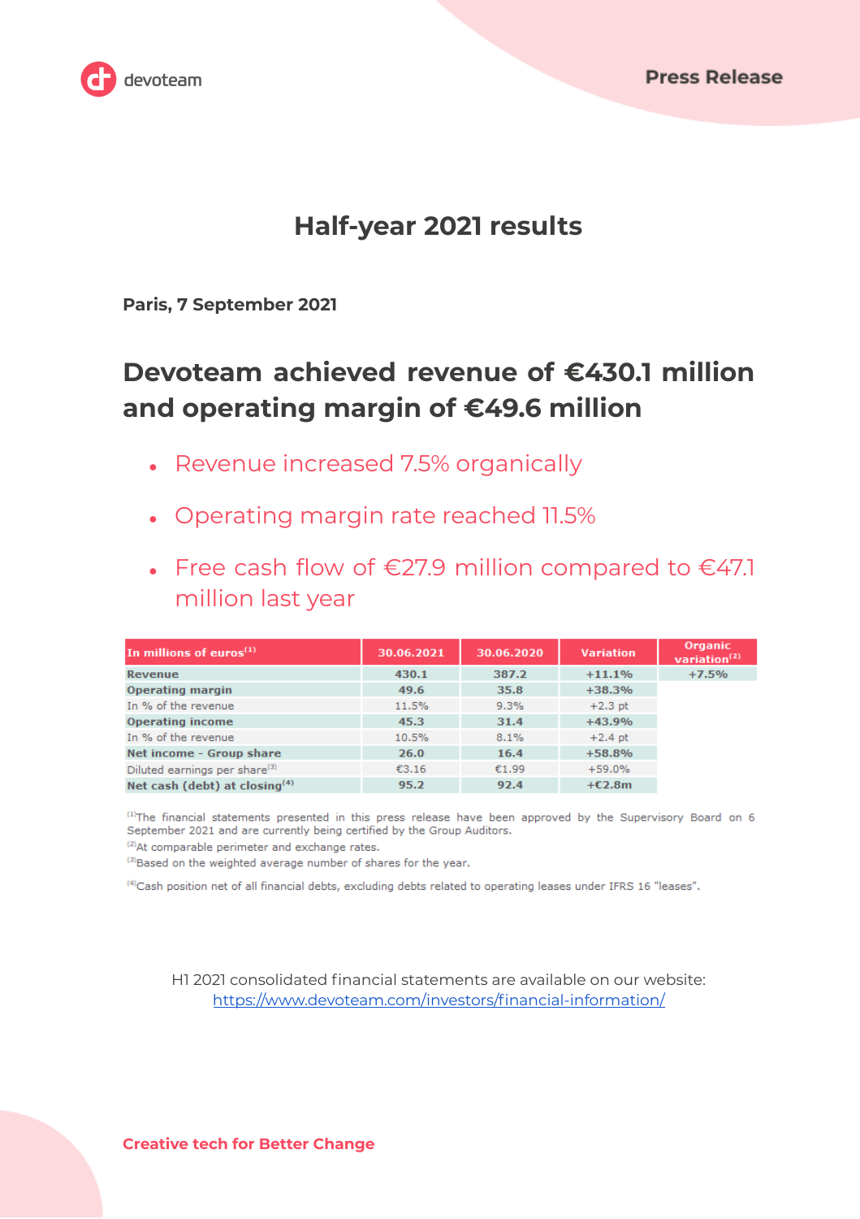devoteam

Press Release

# Half-year 2021 results

**Paris, 7 September 2021**

## Devoteam achieved revenue of €430.1 million and operating margin of €49.6 million

- Revenue increased 7.5% organically
- Operating margin rate reached 11.5%
- Free cash flow of €27.9 million compared to €47.1 million last year

| In millions of euros[1] | 30.06.2021 | 30.06.2020 | Variation | Organic variation[2] |
|---|---|---|---|---|
| **Revenue** | **430.1** | **387.2** | **+11.1%** | **+7.5%** |
| **Operating margin** | **49.6** | **35.8** | **+38.3%** | |
| In % of the revenue | 11.5% | 9.3% | +2.3 pt | |
| **Operating income** | **45.3** | **31.4** | **+43.9%** | |
| In % of the revenue | 10.5% | 8.1% | +2.4 pt | |
| **Net income - Group share** | **26.0** | **16.4** | **+58.8%** | |
| Diluted earnings per share[3] | €3.16 | €1.99 | +59.0% | |
| **Net cash (debt) at closing[4]** | **95.2** | **92.4** | **+€2.8m** | |

[1]The financial statements presented in this press release have been approved by the Supervisory Board on 6 September 2021 and are currently being certified by the Group Auditors.
[2]At comparable perimeter and exchange rates.
[3]Based on the weighted average number of shares for the year.
[4]Cash position net of all financial debts, excluding debts related to operating leases under IFRS 16 "leases".

H1 2021 consolidated financial statements are available on our website: https://www.devoteam.com/investors/financial-information/

**Creative tech for Better Change**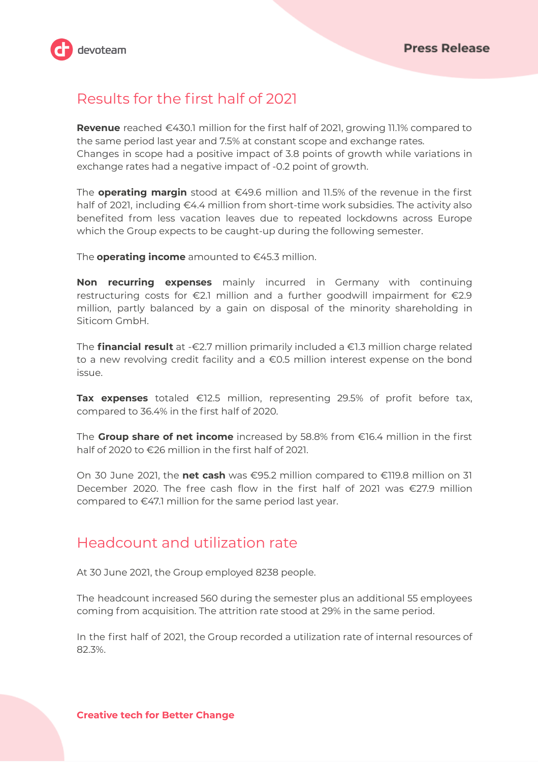## Results for the first half of 2021

**Revenue** reached €430.1 million for the first half of 2021, growing 11.1% compared to the same period last year and 7.5% at constant scope and exchange rates.
Changes in scope had a positive impact of 3.8 points of growth while variations in exchange rates had a negative impact of -0.2 point of growth.

The **operating margin** stood at €49.6 million and 11.5% of the revenue in the first half of 2021, including €4.4 million from short-time work subsidies. The activity also benefited from less vacation leaves due to repeated lockdowns across Europe which the Group expects to be caught-up during the following semester.

The **operating income** amounted to €45.3 million.

**Non recurring expenses** mainly incurred in Germany with continuing restructuring costs for €2.1 million and a further goodwill impairment for €2.9 million, partly balanced by a gain on disposal of the minority shareholding in Siticom GmbH.

The **financial result** at -€2.7 million primarily included a €1.3 million charge related to a new revolving credit facility and a €0.5 million interest expense on the bond issue.

**Tax expenses** totaled €12.5 million, representing 29.5% of profit before tax, compared to 36.4% in the first half of 2020.

The **Group share of net income** increased by 58.8% from €16.4 million in the first half of 2020 to €26 million in the first half of 2021.

On 30 June 2021, the **net cash** was €95.2 million compared to €119.8 million on 31 December 2020. The free cash flow in the first half of 2021 was €27.9 million compared to €47.1 million for the same period last year.

## Headcount and utilization rate

At 30 June 2021, the Group employed 8238 people.

The headcount increased 560 during the semester plus an additional 55 employees coming from acquisition. The attrition rate stood at 29% in the same period.

In the first half of 2021, the Group recorded a utilization rate of internal resources of 82.3%.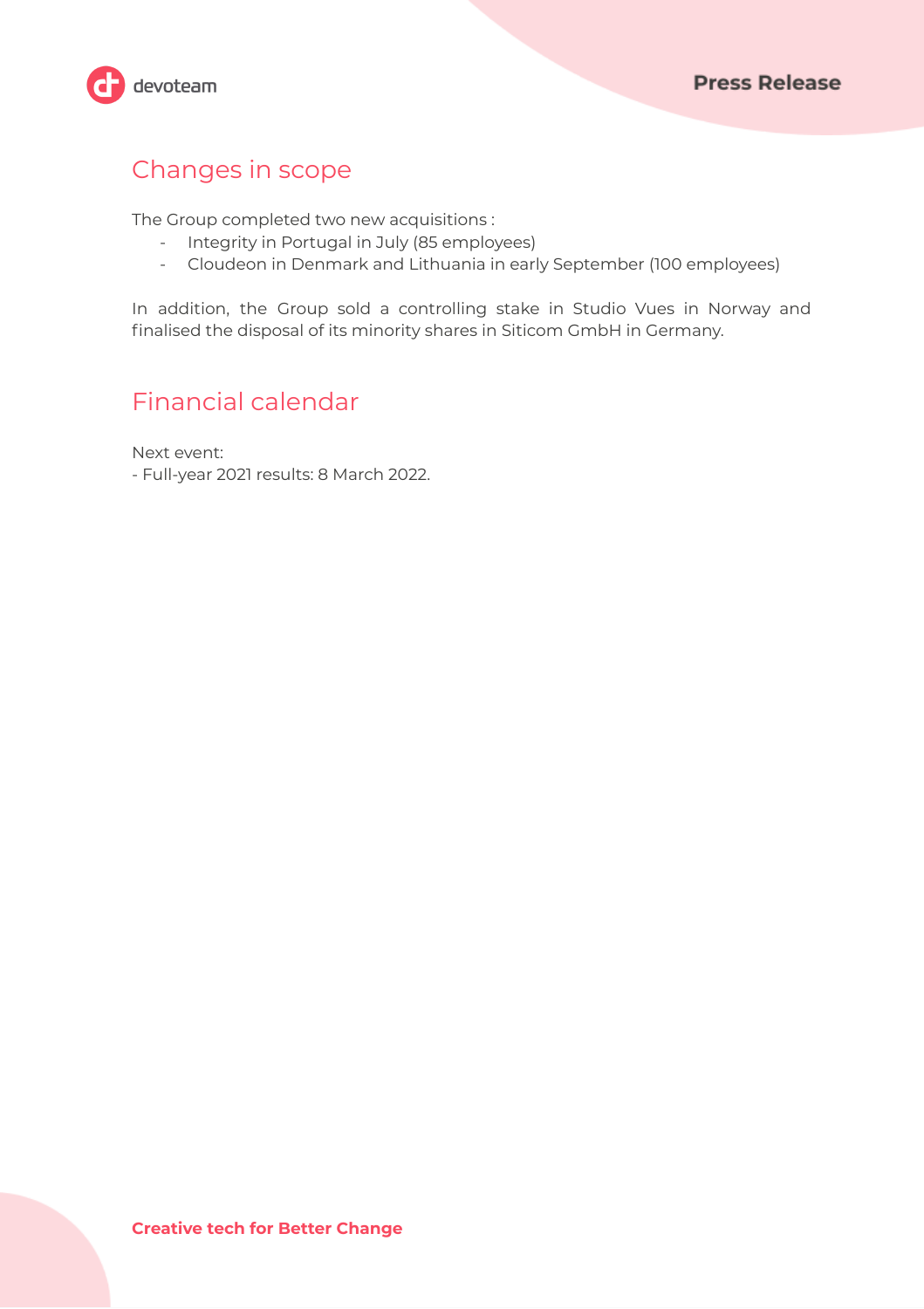## Changes in scope

The Group completed two new acquisitions :

- Integrity in Portugal in July (85 employees)
- Cloudeon in Denmark and Lithuania in early September (100 employees)

In addition, the Group sold a controlling stake in Studio Vues in Norway and finalised the disposal of its minority shares in Siticom GmbH in Germany.

## Financial calendar

Next event:
- Full-year 2021 results: 8 March 2022.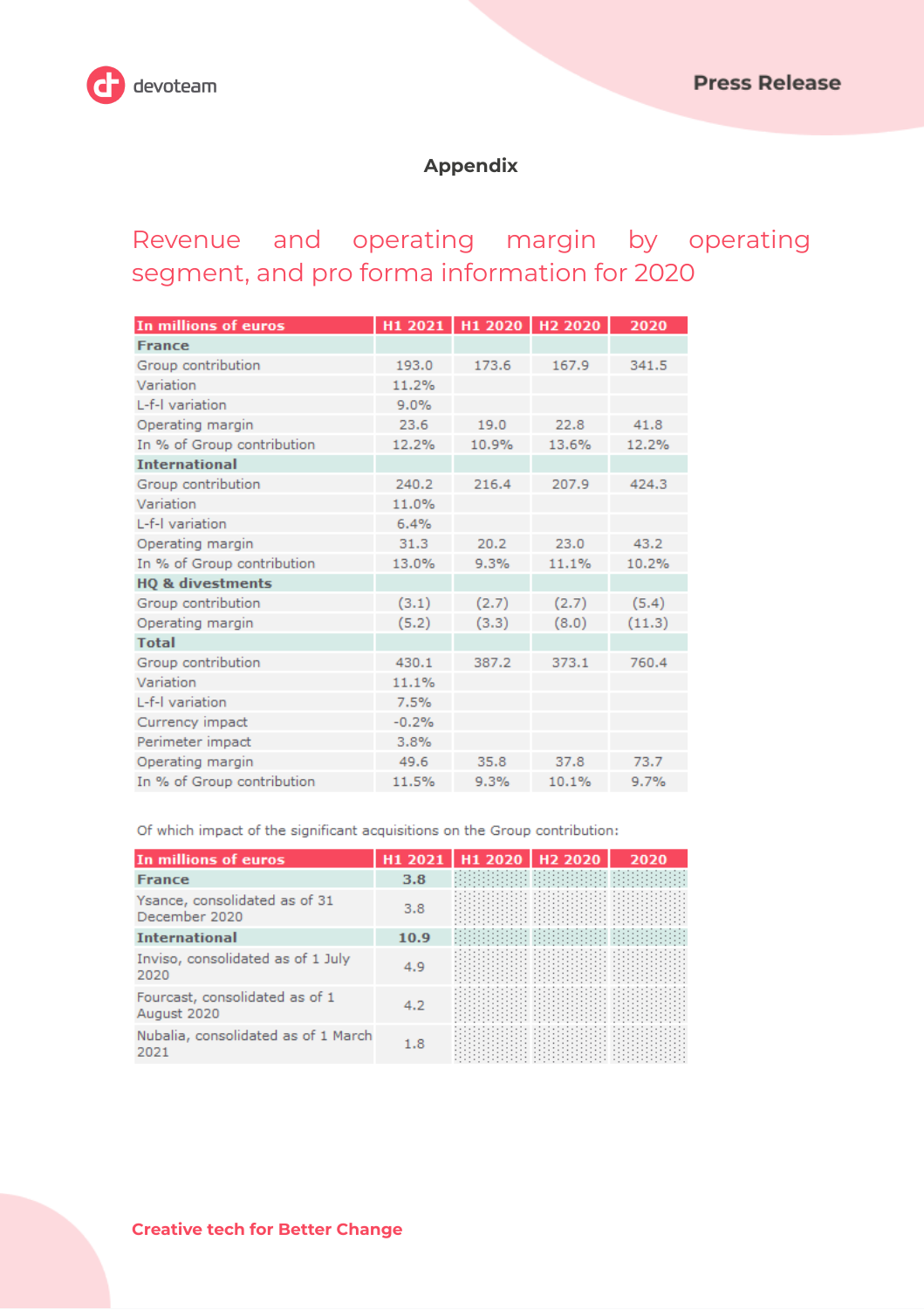## Appendix

# Revenue and operating margin by operating segment, and pro forma information for 2020

| In millions of euros | H1 2021 | H1 2020 | H2 2020 | 2020 |
|---|---|---|---|---|
| **France** | | | | |
| Group contribution | 193.0 | 173.6 | 167.9 | 341.5 |
| Variation | 11.2% | | | |
| L-f-l variation | 9.0% | | | |
| Operating margin | 23.6 | 19.0 | 22.8 | 41.8 |
| In % of Group contribution | 12.2% | 10.9% | 13.6% | 12.2% |
| **International** | | | | |
| Group contribution | 240.2 | 216.4 | 207.9 | 424.3 |
| Variation | 11.0% | | | |
| L-f-l variation | 6.4% | | | |
| Operating margin | 31.3 | 20.2 | 23.0 | 43.2 |
| In % of Group contribution | 13.0% | 9.3% | 11.1% | 10.2% |
| **HQ & divestments** | | | | |
| Group contribution | (3.1) | (2.7) | (2.7) | (5.4) |
| Operating margin | (5.2) | (3.3) | (8.0) | (11.3) |
| **Total** | | | | |
| Group contribution | 430.1 | 387.2 | 373.1 | 760.4 |
| Variation | 11.1% | | | |
| L-f-l variation | 7.5% | | | |
| Currency impact | -0.2% | | | |
| Perimeter impact | 3.8% | | | |
| Operating margin | 49.6 | 35.8 | 37.8 | 73.7 |
| In % of Group contribution | 11.5% | 9.3% | 10.1% | 9.7% |

Of which impact of the significant acquisitions on the Group contribution:

| In millions of euros | H1 2021 | H1 2020 | H2 2020 | 2020 |
|---|---|---|---|---|
| **France** | **3.8** | | | |
| Ysance, consolidated as of 31 December 2020 | 3.8 | | | |
| **International** | **10.9** | | | |
| Inviso, consolidated as of 1 July 2020 | 4.9 | | | |
| Fourcast, consolidated as of 1 August 2020 | 4.2 | | | |
| Nubalia, consolidated as of 1 March 2021 | 1.8 | | | |

**Creative tech for Better Change**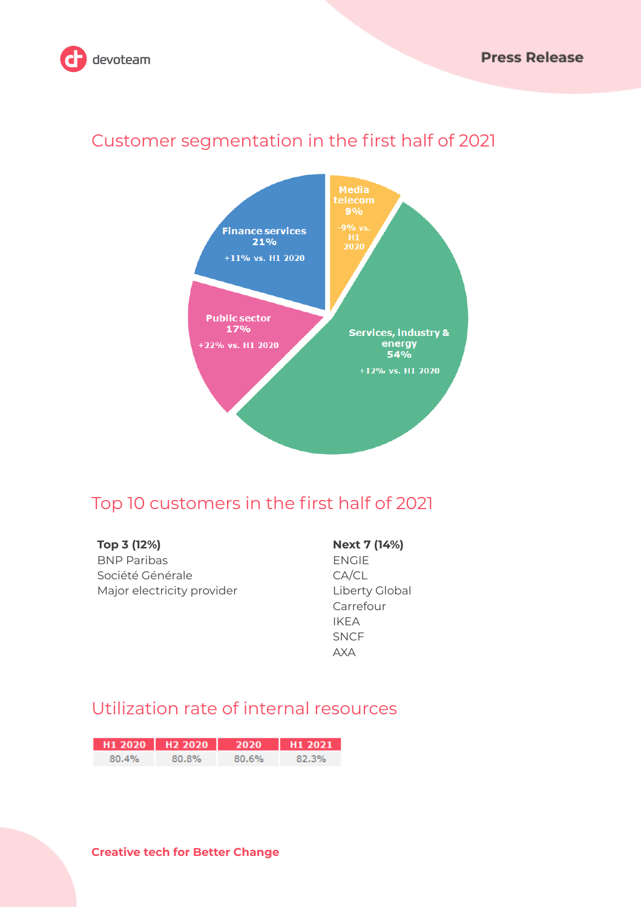## Customer segmentation in the first half of 2021

- Media telecom 9% (-9% vs. H1 2020)
- Services, industry & energy 54% (+12% vs. H1 2020)
- Public sector 17% (+22% vs. H1 2020)
- Finance services 21% (+11% vs. H1 2020)

## Top 10 customers in the first half of 2021

**Top 3 (12%)**
BNP Paribas
Société Générale
Major electricity provider

**Next 7 (14%)**
ENGIE
CA/CL
Liberty Global
Carrefour
IKEA
SNCF
AXA

## Utilization rate of internal resources

| H1 2020 | H2 2020 | 2020 | H1 2021 |
|---|---|---|---|
| 80.4% | 80.8% | 80.6% | 82.3% |

**Creative tech for Better Change**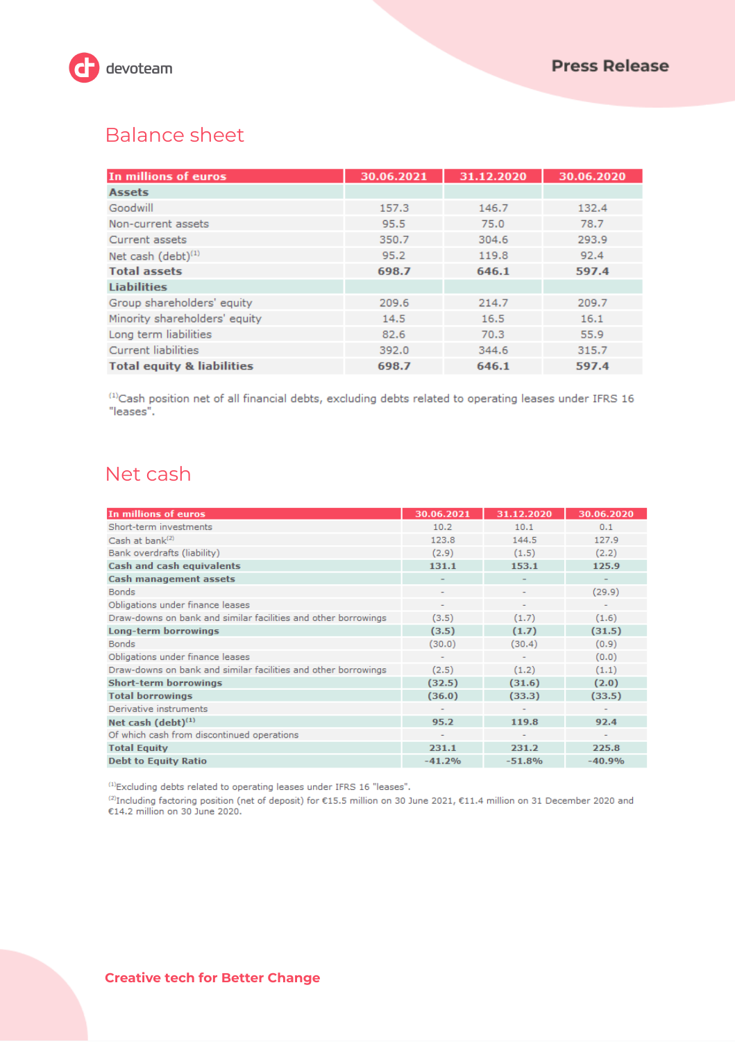## Balance sheet

| In millions of euros | 30.06.2021 | 31.12.2020 | 30.06.2020 |
|---|---|---|---|
| **Assets** | | | |
| Goodwill | 157.3 | 146.7 | 132.4 |
| Non-current assets | 95.5 | 75.0 | 78.7 |
| Current assets | 350.7 | 304.6 | 293.9 |
| Net cash (debt)[1] | 95.2 | 119.8 | 92.4 |
| **Total assets** | **698.7** | **646.1** | **597.4** |
| **Liabilities** | | | |
| Group shareholders' equity | 209.6 | 214.7 | 209.7 |
| Minority shareholders' equity | 14.5 | 16.5 | 16.1 |
| Long term liabilities | 82.6 | 70.3 | 55.9 |
| Current liabilities | 392.0 | 344.6 | 315.7 |
| **Total equity & liabilities** | **698.7** | **646.1** | **597.4** |

[1]Cash position net of all financial debts, excluding debts related to operating leases under IFRS 16 "leases".

## Net cash

| In millions of euros | 30.06.2021 | 31.12.2020 | 30.06.2020 |
|---|---|---|---|
| Short-term investments | 10.2 | 10.1 | 0.1 |
| Cash at bank[2] | 123.8 | 144.5 | 127.9 |
| Bank overdrafts (liability) | (2.9) | (1.5) | (2.2) |
| **Cash and cash equivalents** | **131.1** | **153.1** | **125.9** |
| **Cash management assets** | - | - | - |
| Bonds | - | - | (29.9) |
| Obligations under finance leases | - | - | - |
| Draw-downs on bank and similar facilities and other borrowings | (3.5) | (1.7) | (1.6) |
| **Long-term borrowings** | **(3.5)** | **(1.7)** | **(31.5)** |
| Bonds | (30.0) | (30.4) | (0.9) |
| Obligations under finance leases | - | - | (0.0) |
| Draw-downs on bank and similar facilities and other borrowings | (2.5) | (1.2) | (1.1) |
| **Short-term borrowings** | **(32.5)** | **(31.6)** | **(2.0)** |
| **Total borrowings** | **(36.0)** | **(33.3)** | **(33.5)** |
| Derivative instruments | - | - | - |
| **Net cash (debt)[1]** | **95.2** | **119.8** | **92.4** |
| Of which cash from discontinued operations | - | - | - |
| **Total Equity** | **231.1** | **231.2** | **225.8** |
| **Debt to Equity Ratio** | **-41.2%** | **-51.8%** | **-40.9%** |

[1]Excluding debts related to operating leases under IFRS 16 "leases".

[2]Including factoring position (net of deposit) for €15.5 million on 30 June 2021, €11.4 million on 31 December 2020 and €14.2 million on 30 June 2020.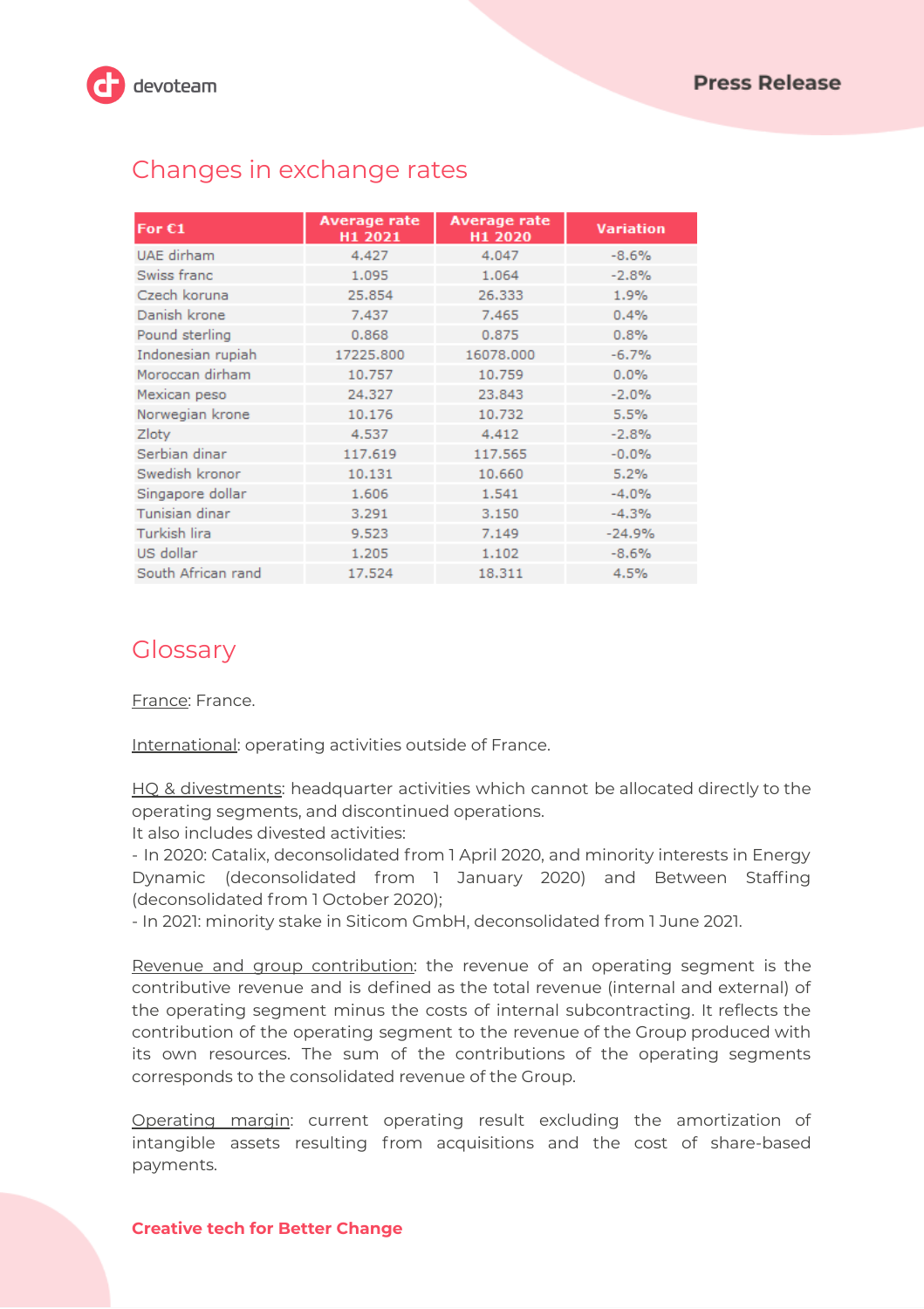## Changes in exchange rates

| For €1 | Average rate H1 2021 | Average rate H1 2020 | Variation |
|---|---|---|---|
| UAE dirham | 4.427 | 4.047 | -8.6% |
| Swiss franc | 1.095 | 1.064 | -2.8% |
| Czech koruna | 25.854 | 26.333 | 1.9% |
| Danish krone | 7.437 | 7.465 | 0.4% |
| Pound sterling | 0.868 | 0.875 | 0.8% |
| Indonesian rupiah | 17225.800 | 16078.000 | -6.7% |
| Moroccan dirham | 10.757 | 10.759 | 0.0% |
| Mexican peso | 24.327 | 23.843 | -2.0% |
| Norwegian krone | 10.176 | 10.732 | 5.5% |
| Zloty | 4.537 | 4.412 | -2.8% |
| Serbian dinar | 117.619 | 117.565 | -0.0% |
| Swedish kronor | 10.131 | 10.660 | 5.2% |
| Singapore dollar | 1.606 | 1.541 | -4.0% |
| Tunisian dinar | 3.291 | 3.150 | -4.3% |
| Turkish lira | 9.523 | 7.149 | -24.9% |
| US dollar | 1.205 | 1.102 | -8.6% |
| South African rand | 17.524 | 18.311 | 4.5% |

## Glossary

France: France.

International: operating activities outside of France.

HQ & divestments: headquarter activities which cannot be allocated directly to the operating segments, and discontinued operations.
It also includes divested activities:
- In 2020: Catalix, deconsolidated from 1 April 2020, and minority interests in Energy Dynamic (deconsolidated from 1 January 2020) and Between Staffing (deconsolidated from 1 October 2020);
- In 2021: minority stake in Siticom GmbH, deconsolidated from 1 June 2021.

Revenue and group contribution: the revenue of an operating segment is the contributive revenue and is defined as the total revenue (internal and external) of the operating segment minus the costs of internal subcontracting. It reflects the contribution of the operating segment to the revenue of the Group produced with its own resources. The sum of the contributions of the operating segments corresponds to the consolidated revenue of the Group.

Operating margin: current operating result excluding the amortization of intangible assets resulting from acquisitions and the cost of share-based payments.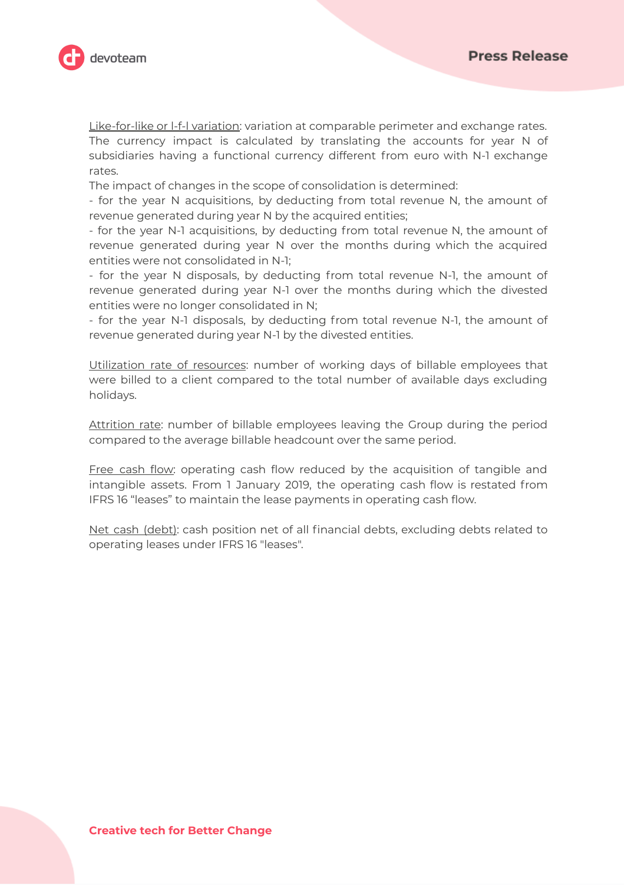Like-for-like or l-f-l variation: variation at comparable perimeter and exchange rates. The currency impact is calculated by translating the accounts for year N of subsidiaries having a functional currency different from euro with N-1 exchange rates.

The impact of changes in the scope of consolidation is determined:

- for the year N acquisitions, by deducting from total revenue N, the amount of revenue generated during year N by the acquired entities;
- for the year N-1 acquisitions, by deducting from total revenue N, the amount of revenue generated during year N over the months during which the acquired entities were not consolidated in N-1;
- for the year N disposals, by deducting from total revenue N-1, the amount of revenue generated during year N-1 over the months during which the divested entities were no longer consolidated in N;
- for the year N-1 disposals, by deducting from total revenue N-1, the amount of revenue generated during year N-1 by the divested entities.

Utilization rate of resources: number of working days of billable employees that were billed to a client compared to the total number of available days excluding holidays.

Attrition rate: number of billable employees leaving the Group during the period compared to the average billable headcount over the same period.

Free cash flow: operating cash flow reduced by the acquisition of tangible and intangible assets. From 1 January 2019, the operating cash flow is restated from IFRS 16 "leases" to maintain the lease payments in operating cash flow.

Net cash (debt): cash position net of all financial debts, excluding debts related to operating leases under IFRS 16 "leases".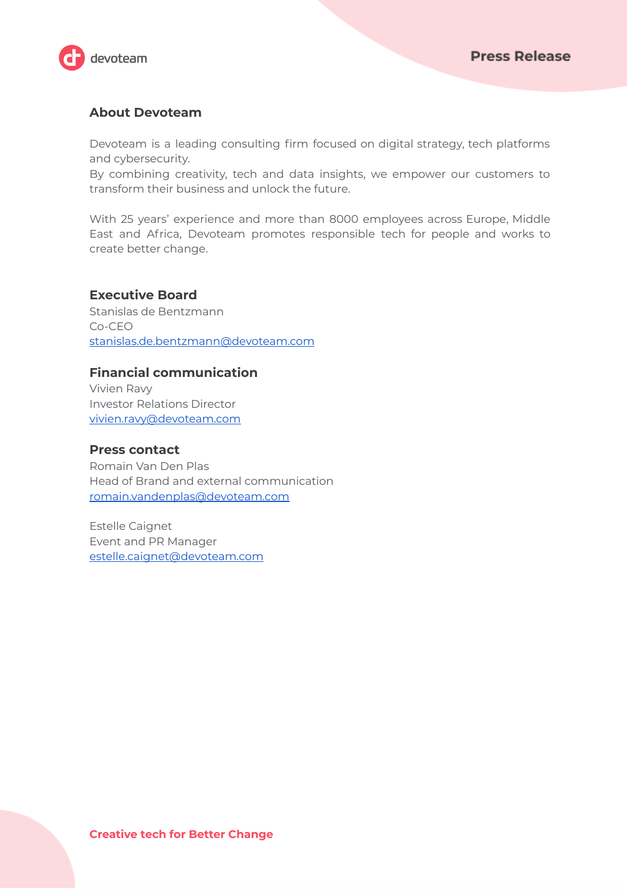## About Devoteam

Devoteam is a leading consulting firm focused on digital strategy, tech platforms and cybersecurity.
By combining creativity, tech and data insights, we empower our customers to transform their business and unlock the future.

With 25 years' experience and more than 8000 employees across Europe, Middle East and Africa, Devoteam promotes responsible tech for people and works to create better change.

### Executive Board

Stanislas de Bentzmann
Co-CEO
stanislas.de.bentzmann@devoteam.com

### Financial communication

Vivien Ravy
Investor Relations Director
vivien.ravy@devoteam.com

### Press contact

Romain Van Den Plas
Head of Brand and external communication
romain.vandenplas@devoteam.com

Estelle Caignet
Event and PR Manager
estelle.caignet@devoteam.com